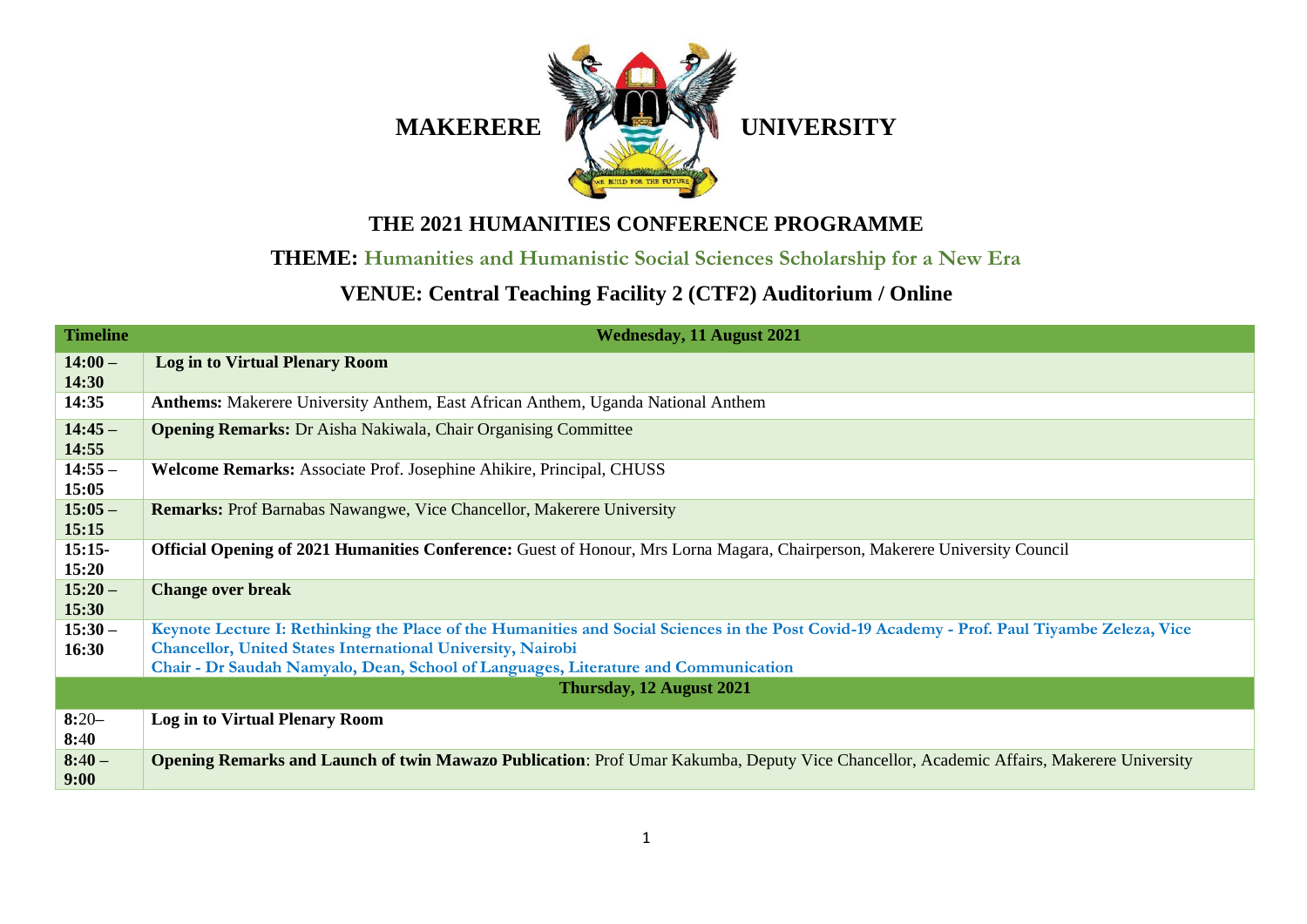# MAKERERE UNIVERSITY

## THE 2021 HUMANITIES CONFERENCE PROGRAMME

### THEME: Humanities and Humanistic Social Sciences Scholarship for a New Era

### VENUE: Central Teaching Facility 2 (CTF2) Auditorium / Online

| Timeline | Wednesday, 11 August 2021 |
|---|---|
| **14:00 – 14:30** | **Log in to Virtual Plenary Room** |
| **14:35** | **Anthems:** Makerere University Anthem, East African Anthem, Uganda National Anthem |
| **14:45 – 14:55** | **Opening Remarks:** Dr Aisha Nakiwala, Chair Organising Committee |
| **14:55 – 15:05** | **Welcome Remarks:** Associate Prof. Josephine Ahikire, Principal, CHUSS |
| **15:05 – 15:15** | **Remarks:** Prof Barnabas Nawangwe, Vice Chancellor, Makerere University |
| **15:15- 15:20** | **Official Opening of 2021 Humanities Conference:** Guest of Honour, Mrs Lorna Magara, Chairperson, Makerere University Council |
| **15:20 – 15:30** | **Change over break** |
| **15:30 – 16:30** | **Keynote Lecture I: Rethinking the Place of the Humanities and Social Sciences in the Post Covid-19 Academy - Prof. Paul Tiyambe Zeleza, Vice Chancellor, United States International University, Nairobi**<br>**Chair - Dr Saudah Namyalo, Dean, School of Languages, Literature and Communication** |
| | **Thursday, 12 August 2021** |
| **8:20– 8:40** | **Log in to Virtual Plenary Room** |
| **8:40 – 9:00** | **Opening Remarks and Launch of twin Mawazo Publication**: Prof Umar Kakumba, Deputy Vice Chancellor, Academic Affairs, Makerere University |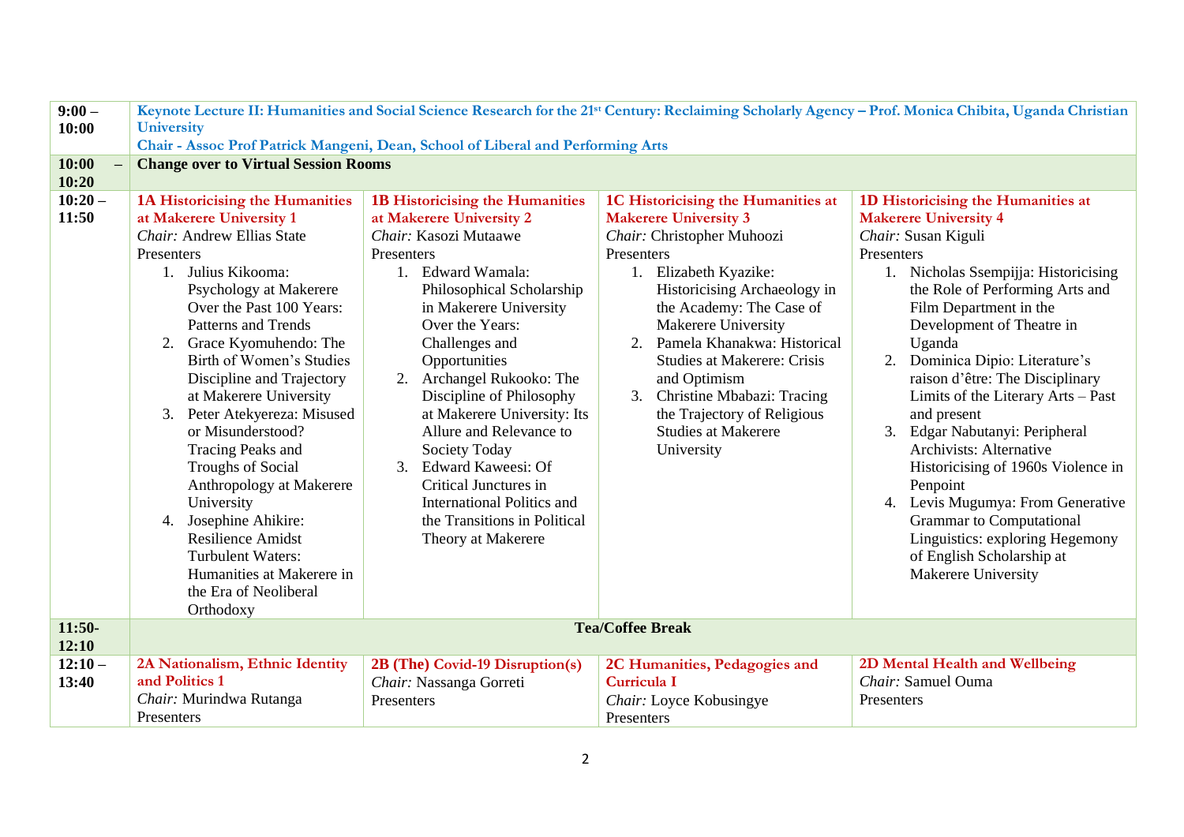| | | | | |
|---|---|---|---|---|
| **9:00 – 10:00** | **Keynote Lecture II: Humanities and Social Science Research for the 21st Century: Reclaiming Scholarly Agency – Prof. Monica Chibita, Uganda Christian University**<br>**Chair - Assoc Prof Patrick Mangeni, Dean, School of Liberal and Performing Arts** | | | |
| **10:00 – 10:20** | **Change over to Virtual Session Rooms** | | | |
| **10:20 – 11:50** | **1A Historicising the Humanities at Makerere University 1**<br>*Chair:* Andrew Ellias State<br>Presenters<br>1. Julius Kikooma: Psychology at Makerere Over the Past 100 Years: Patterns and Trends<br>2. Grace Kyomuhendo: The Birth of Women's Studies Discipline and Trajectory at Makerere University<br>3. Peter Atekyereza: Misused or Misunderstood? Tracing Peaks and Troughs of Social Anthropology at Makerere University<br>4. Josephine Ahikire: Resilience Amidst Turbulent Waters: Humanities at Makerere in the Era of Neoliberal Orthodoxy | **1B Historicising the Humanities at Makerere University 2**<br>*Chair:* Kasozi Mutaawe<br>Presenters<br>1. Edward Wamala: Philosophical Scholarship in Makerere University Over the Years: Challenges and Opportunities<br>2. Archangel Rukooko: The Discipline of Philosophy at Makerere University: Its Allure and Relevance to Society Today<br>3. Edward Kaweesi: Of Critical Junctures in International Politics and the Transitions in Political Theory at Makerere | **1C Historicising the Humanities at Makerere University 3**<br>*Chair:* Christopher Muhoozi<br>Presenters<br>1. Elizabeth Kyazike: Historicising Archaeology in the Academy: The Case of Makerere University<br>2. Pamela Khanakwa: Historical Studies at Makerere: Crisis and Optimism<br>3. Christine Mbabazi: Tracing the Trajectory of Religious Studies at Makerere University | **1D Historicising the Humanities at Makerere University 4**<br>*Chair:* Susan Kiguli<br>Presenters<br>1. Nicholas Ssempijja: Historicising the Role of Performing Arts and Film Department in the Development of Theatre in Uganda<br>2. Dominica Dipio: Literature's raison d'être: The Disciplinary Limits of the Literary Arts – Past and present<br>3. Edgar Nabutanyi: Peripheral Archivists: Alternative Historicising of 1960s Violence in Penpoint<br>4. Levis Mugumya: From Generative Grammar to Computational Linguistics: exploring Hegemony of English Scholarship at Makerere University |
| **11:50- 12:10** | **Tea/Coffee Break** | | | |
| **12:10 – 13:40** | **2A Nationalism, Ethnic Identity and Politics 1**<br>*Chair:* Murindwa Rutanga<br>Presenters | **2B (The) Covid-19 Disruption(s)**<br>*Chair:* Nassanga Gorreti<br>Presenters | **2C Humanities, Pedagogies and Curricula I**<br>*Chair:* Loyce Kobusingye<br>Presenters | **2D Mental Health and Wellbeing**<br>*Chair:* Samuel Ouma<br>Presenters |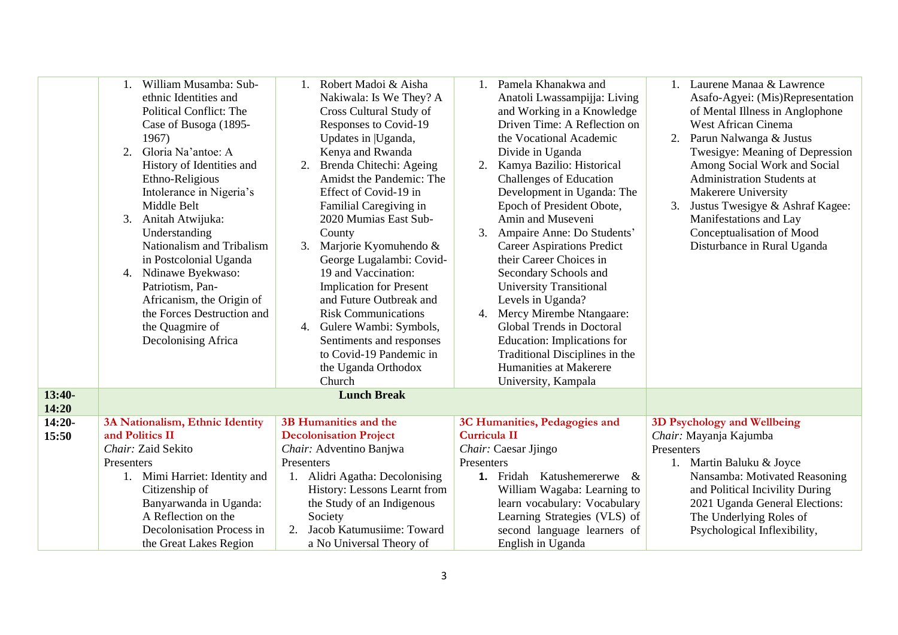| | | | | |
|---|---|---|---|---|
| | 1. William Musamba: Sub-ethnic Identities and Political Conflict: The Case of Busoga (1895-1967)<br>2. Gloria Na'antoe: A History of Identities and Ethno-Religious Intolerance in Nigeria's Middle Belt<br>3. Anitah Atwijuka: Understanding Nationalism and Tribalism in Postcolonial Uganda<br>4. Ndinawe Byekwaso: Patriotism, Pan-Africanism, the Origin of the Forces Destruction and the Quagmire of Decolonising Africa | 1. Robert Madoi & Aisha Nakiwala: Is We They? A Cross Cultural Study of Responses to Covid-19 Updates in \|Uganda, Kenya and Rwanda<br>2. Brenda Chitechi: Ageing Amidst the Pandemic: The Effect of Covid-19 in Familial Caregiving in 2020 Mumias East Sub-County<br>3. Marjorie Kyomuhendo & George Lugalambi: Covid-19 and Vaccination: Implication for Present and Future Outbreak and Risk Communications<br>4. Gulere Wambi: Symbols, Sentiments and responses to Covid-19 Pandemic in the Uganda Orthodox Church | 1. Pamela Khanakwa and Anatoli Lwassampijja: Living and Working in a Knowledge Driven Time: A Reflection on the Vocational Academic Divide in Uganda<br>2. Kamya Bazilio: Historical Challenges of Education Development in Uganda: The Epoch of President Obote, Amin and Museveni<br>3. Ampaire Anne: Do Students' Career Aspirations Predict their Career Choices in Secondary Schools and University Transitional Levels in Uganda?<br>4. Mercy Mirembe Ntangaare: Global Trends in Doctoral Education: Implications for Traditional Disciplines in the Humanities at Makerere University, Kampala | 1. Laurene Manaa & Lawrence Asafo-Agyei: (Mis)Representation of Mental Illness in Anglophone West African Cinema<br>2. Parun Nalwanga & Justus Twesigye: Meaning of Depression Among Social Work and Social Administration Students at Makerere University<br>3. Justus Twesigye & Ashraf Kagee: Manifestations and Lay Conceptualisation of Mood Disturbance in Rural Uganda |
| **13:40-14:20** | **Lunch Break** | | | |
| **14:20-15:50** | **3A Nationalism, Ethnic Identity and Politics II**<br>*Chair:* Zaid Sekito<br>Presenters<br>1. Mimi Harriet: Identity and Citizenship of Banyarwanda in Uganda: A Reflection on the Decolonisation Process in the Great Lakes Region | **3B Humanities and the Decolonisation Project**<br>*Chair:* Adventino Banjwa<br>Presenters<br>1. Alidri Agatha: Decolonising History: Lessons Learnt from the Study of an Indigenous Society<br>2. Jacob Katumusiime: Toward a No Universal Theory of | **3C Humanities, Pedagogies and Curricula II**<br>*Chair:* Caesar Jjingo<br>Presenters<br>**1.** Fridah Katushemererwe & William Wagaba: Learning to learn vocabulary: Vocabulary Learning Strategies (VLS) of second language learners of English in Uganda | **3D Psychology and Wellbeing**<br>*Chair:* Mayanja Kajumba<br>Presenters<br>1. Martin Baluku & Joyce Nansamba: Motivated Reasoning and Political Incivility During 2021 Uganda General Elections: The Underlying Roles of Psychological Inflexibility, |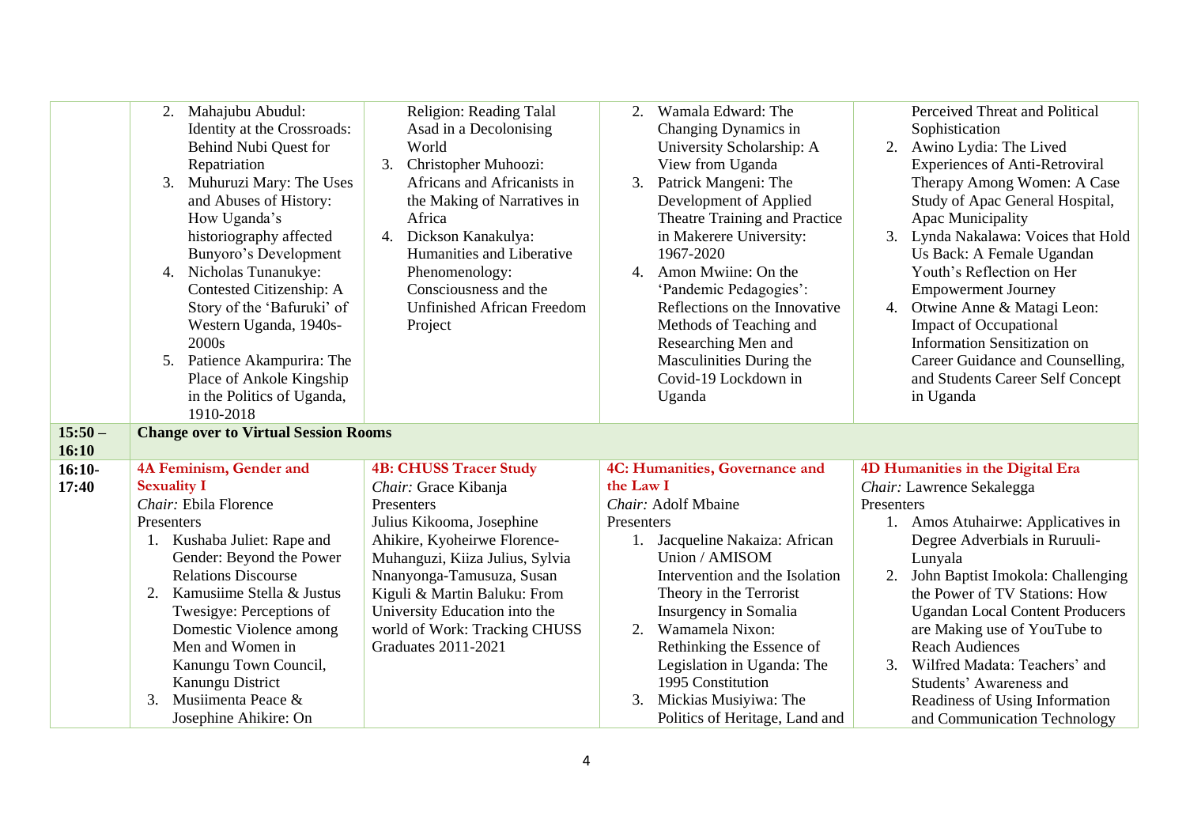| | | | | |
|---|---|---|---|---|
| | 2. Mahajubu Abudul: Identity at the Crossroads: Behind Nubi Quest for Repatriation<br>3. Muhuruzi Mary: The Uses and Abuses of History: How Uganda's historiography affected Bunyoro's Development<br>4. Nicholas Tunanukye: Contested Citizenship: A Story of the 'Bafuruki' of Western Uganda, 1940s-2000s<br>5. Patience Akampurira: The Place of Ankole Kingship in the Politics of Uganda, 1910-2018 | Religion: Reading Talal Asad in a Decolonising World<br>3. Christopher Muhoozi: Africans and Africanists in the Making of Narratives in Africa<br>4. Dickson Kanakulya: Humanities and Liberative Phenomenology: Consciousness and the Unfinished African Freedom Project | 2. Wamala Edward: The Changing Dynamics in University Scholarship: A View from Uganda<br>3. Patrick Mangeni: The Development of Applied Theatre Training and Practice in Makerere University: 1967-2020<br>4. Amon Mwiine: On the 'Pandemic Pedagogies': Reflections on the Innovative Methods of Teaching and Researching Men and Masculinities During the Covid-19 Lockdown in Uganda | Perceived Threat and Political Sophistication<br>2. Awino Lydia: The Lived Experiences of Anti-Retroviral Therapy Among Women: A Case Study of Apac General Hospital, Apac Municipality<br>3. Lynda Nakalawa: Voices that Hold Us Back: A Female Ugandan Youth's Reflection on Her Empowerment Journey<br>4. Otwine Anne & Matagi Leon: Impact of Occupational Information Sensitization on Career Guidance and Counselling, and Students Career Self Concept in Uganda |
| **15:50 – 16:10** | **Change over to Virtual Session Rooms** | | | |
| **16:10-17:40** | **4A Feminism, Gender and Sexuality I**<br>*Chair:* Ebila Florence<br>Presenters<br>1. Kushaba Juliet: Rape and Gender: Beyond the Power Relations Discourse<br>2. Kamusiime Stella & Justus Twesigye: Perceptions of Domestic Violence among Men and Women in Kanungu Town Council, Kanungu District<br>3. Musiimenta Peace & Josephine Ahikire: On | **4B: CHUSS Tracer Study**<br>*Chair:* Grace Kibanja<br>Presenters<br>Julius Kikooma, Josephine Ahikire, Kyoheirwe Florence-Muhanguzi, Kiiza Julius, Sylvia Nnanyonga-Tamusuza, Susan Kiguli & Martin Baluku: From University Education into the world of Work: Tracking CHUSS Graduates 2011-2021 | **4C: Humanities, Governance and the Law I**<br>*Chair:* Adolf Mbaine<br>Presenters<br>1. Jacqueline Nakaiza: African Union / AMISOM Intervention and the Isolation Theory in the Terrorist Insurgency in Somalia<br>2. Wamamela Nixon: Rethinking the Essence of Legislation in Uganda: The 1995 Constitution<br>3. Mickias Musiyiwa: The Politics of Heritage, Land and | **4D Humanities in the Digital Era**<br>*Chair:* Lawrence Sekalegga<br>Presenters<br>1. Amos Atuhairwe: Applicatives in Degree Adverbials in Ruruuli-Lunyala<br>2. John Baptist Imokola: Challenging the Power of TV Stations: How Ugandan Local Content Producers are Making use of YouTube to Reach Audiences<br>3. Wilfred Madata: Teachers' and Students' Awareness and Readiness of Using Information and Communication Technology |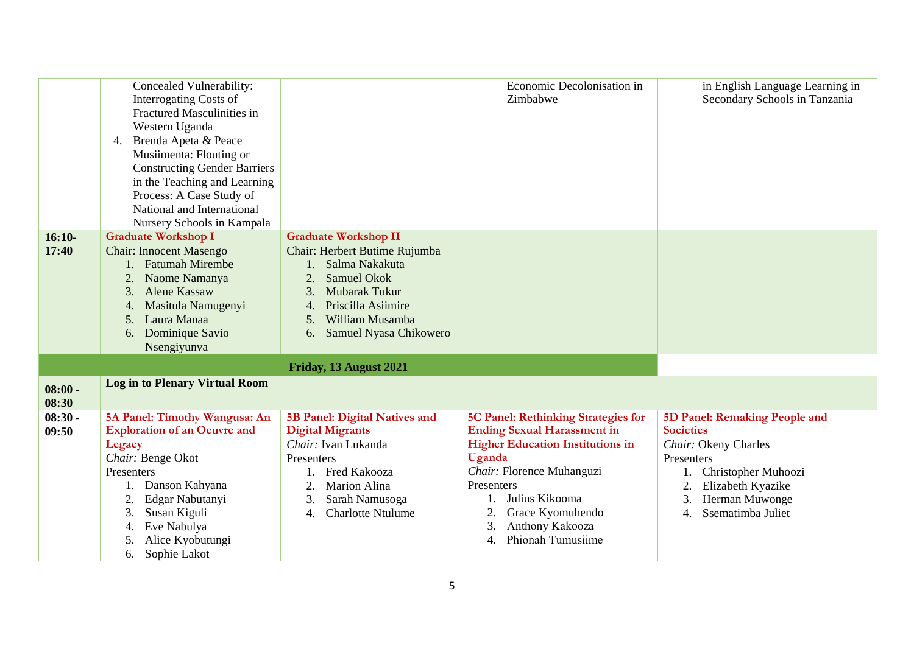| | | | | |
|---|---|---|---|---|
| | Concealed Vulnerability: Interrogating Costs of Fractured Masculinities in Western Uganda<br>4. Brenda Apeta & Peace Musiimenta: Flouting or Constructing Gender Barriers in the Teaching and Learning Process: A Case Study of National and International Nursery Schools in Kampala | | Economic Decolonisation in Zimbabwe | in English Language Learning in Secondary Schools in Tanzania |
| **16:10-17:40** | **Graduate Workshop I**<br>Chair: Innocent Masengo<br>1. Fatumah Mirembe<br>2. Naome Namanya<br>3. Alene Kassaw<br>4. Masitula Namugenyi<br>5. Laura Manaa<br>6. Dominique Savio Nsengiyunva | **Graduate Workshop II**<br>Chair: Herbert Butime Rujumba<br>1. Salma Nakakuta<br>2. Samuel Okok<br>3. Mubarak Tukur<br>4. Priscilla Asiimire<br>5. William Musamba<br>6. Samuel Nyasa Chikowero | | |
| | **Friday, 13 August 2021** | | | |
| **08:00 - 08:30** | **Log in to Plenary Virtual Room** | | | |
| **08:30 - 09:50** | **5A Panel: Timothy Wangusa: An Exploration of an Oeuvre and Legacy**<br>*Chair:* Benge Okot<br>Presenters<br>1. Danson Kahyana<br>2. Edgar Nabutanyi<br>3. Susan Kiguli<br>4. Eve Nabulya<br>5. Alice Kyobutungi<br>6. Sophie Lakot | **5B Panel: Digital Natives and Digital Migrants**<br>*Chair:* Ivan Lukanda<br>Presenters<br>1. Fred Kakooza<br>2. Marion Alina<br>3. Sarah Namusoga<br>4. Charlotte Ntulume | **5C Panel: Rethinking Strategies for Ending Sexual Harassment in Higher Education Institutions in Uganda**<br>*Chair:* Florence Muhanguzi<br>Presenters<br>1. Julius Kikooma<br>2. Grace Kyomuhendo<br>3. Anthony Kakooza<br>4. Phionah Tumusiime | **5D Panel: Remaking People and Societies**<br>*Chair:* Okeny Charles<br>Presenters<br>1. Christopher Muhoozi<br>2. Elizabeth Kyazike<br>3. Herman Muwonge<br>4. Ssematimba Juliet |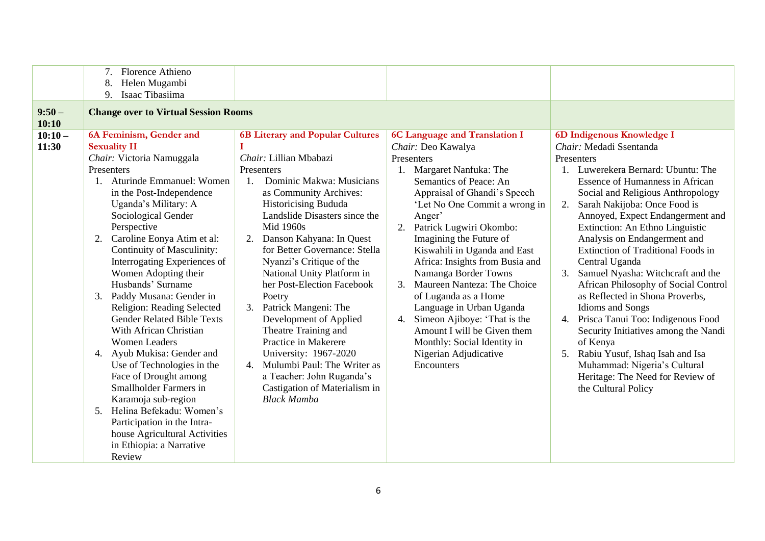| | | | | |
|---|---|---|---|---|
| | 7. Florence Athieno<br>8. Helen Mugambi<br>9. Isaac Tibasiima | | | |
| **9:50 – 10:10** | **Change over to Virtual Session Rooms** | | | |
| **10:10 – 11:30** | **6A Feminism, Gender and Sexuality II**<br>*Chair:* Victoria Namuggala<br>Presenters<br>1. Aturinde Emmanuel: Women in the Post-Independence Uganda's Military: A Sociological Gender Perspective<br>2. Caroline Eonya Atim et al: Continuity of Masculinity: Interrogating Experiences of Women Adopting their Husbands' Surname<br>3. Paddy Musana: Gender in Religion: Reading Selected Gender Related Bible Texts With African Christian Women Leaders<br>4. Ayub Mukisa: Gender and Use of Technologies in the Face of Drought among Smallholder Farmers in Karamoja sub-region<br>5. Helina Befekadu: Women's Participation in the Intra-house Agricultural Activities in Ethiopia: a Narrative Review | **6B Literary and Popular Cultures I**<br>*Chair:* Lillian Mbabazi<br>Presenters<br>1. Dominic Makwa: Musicians as Community Archives: Historicising Bududa Landslide Disasters since the Mid 1960s<br>2. Danson Kahyana: In Quest for Better Governance: Stella Nyanzi's Critique of the National Unity Platform in her Post-Election Facebook Poetry<br>3. Patrick Mangeni: The Development of Applied Theatre Training and Practice in Makerere University: 1967-2020<br>4. Mulumbi Paul: The Writer as a Teacher: John Ruganda's Castigation of Materialism in *Black Mamba* | **6C Language and Translation I**<br>*Chair:* Deo Kawalya<br>Presenters<br>1. Margaret Nanfuka: The Semantics of Peace: An Appraisal of Ghandi's Speech 'Let No One Commit a wrong in Anger'<br>2. Patrick Lugwiri Okombo: Imagining the Future of Kiswahili in Uganda and East Africa: Insights from Busia and Namanga Border Towns<br>3. Maureen Nanteza: The Choice of Luganda as a Home Language in Urban Uganda<br>4. Simeon Ajiboye: 'That is the Amount I will be Given them Monthly: Social Identity in Nigerian Adjudicative Encounters | **6D Indigenous Knowledge I**<br>*Chair:* Medadi Ssentanda<br>Presenters<br>1. Luwerekera Bernard: Ubuntu: The Essence of Humanness in African Social and Religious Anthropology<br>2. Sarah Nakijoba: Once Food is Annoyed, Expect Endangerment and Extinction: An Ethno Linguistic Analysis on Endangerment and Extinction of Traditional Foods in Central Uganda<br>3. Samuel Nyasha: Witchcraft and the African Philosophy of Social Control as Reflected in Shona Proverbs, Idioms and Songs<br>4. Prisca Tanui Too: Indigenous Food Security Initiatives among the Nandi of Kenya<br>5. Rabiu Yusuf, Ishaq Isah and Isa Muhammad: Nigeria's Cultural Heritage: The Need for Review of the Cultural Policy |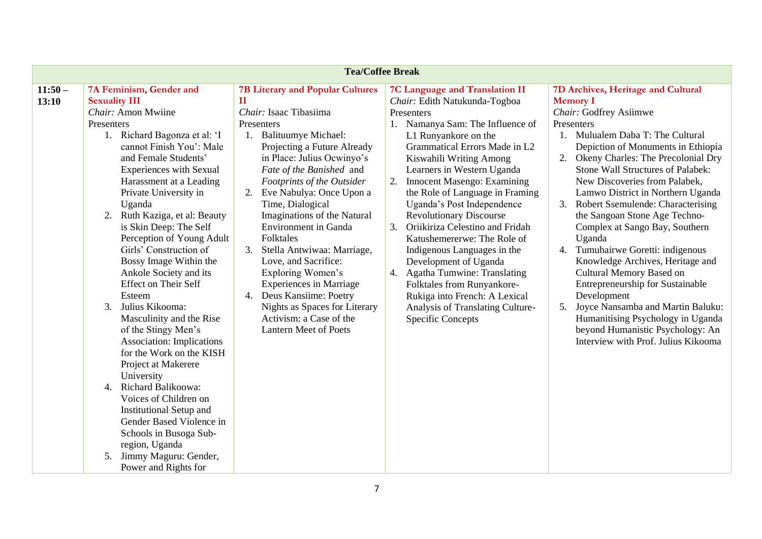| Tea/Coffee Break | | | | |
|---|---|---|---|---|
| 11:50 – 13:10 | **7A Feminism, Gender and Sexuality III**<br>*Chair:* Amon Mwiine<br>Presenters<br>1. Richard Bagonza et al: 'I cannot Finish You': Male and Female Students' Experiences with Sexual Harassment at a Leading Private University in Uganda<br>2. Ruth Kaziga, et al: Beauty is Skin Deep: The Self Perception of Young Adult Girls' Construction of Bossy Image Within the Ankole Society and its Effect on Their Self Esteem<br>3. Julius Kikooma: Masculinity and the Rise of the Stingy Men's Association: Implications for the Work on the KISH Project at Makerere University<br>4. Richard Balikoowa: Voices of Children on Institutional Setup and Gender Based Violence in Schools in Busoga Sub-region, Uganda<br>5. Jimmy Maguru: Gender, Power and Rights for | **7B Literary and Popular Cultures II**<br>*Chair:* Isaac Tibasiima<br>Presenters<br>1. Balituumye Michael: Projecting a Future Already in Place: Julius Ocwinyo's *Fate of the Banished* and *Footprints of the Outsider*<br>2. Eve Nabulya: Once Upon a Time, Dialogical Imaginations of the Natural Environment in Ganda Folktales<br>3. Stella Antwiwaa: Marriage, Love, and Sacrifice: Exploring Women's Experiences in Marriage<br>4. Deus Kansiime: Poetry Nights as Spaces for Literary Activism: a Case of the Lantern Meet of Poets | **7C Language and Translation II**<br>*Chair:* Edith Natukunda-Togboa<br>Presenters<br>1. Namanya Sam: The Influence of L1 Runyankore on the Grammatical Errors Made in L2 Kiswahili Writing Among Learners in Western Uganda<br>2. Innocent Masengo: Examining the Role of Language in Framing Uganda's Post Independence Revolutionary Discourse<br>3. Oriikiriza Celestino and Fridah Katushemererwe: The Role of Indigenous Languages in the Development of Uganda<br>4. Agatha Tumwine: Translating Folktales from Runyankore-Rukiga into French: A Lexical Analysis of Translating Culture-Specific Concepts | **7D Archives, Heritage and Cultural Memory I**<br>*Chair:* Godfrey Asiimwe<br>Presenters<br>1. Mulualem Daba T: The Cultural Depiction of Monuments in Ethiopia<br>2. Okeny Charles: The Precolonial Dry Stone Wall Structures of Palabek: New Discoveries from Palabek, Lamwo District in Northern Uganda<br>3. Robert Ssemulende: Characterising the Sangoan Stone Age Techno-Complex at Sango Bay, Southern Uganda<br>4. Tumuhairwe Goretti: indigenous Knowledge Archives, Heritage and Cultural Memory Based on Entrepreneurship for Sustainable Development<br>5. Joyce Nansamba and Martin Baluku: Humanitising Psychology in Uganda beyond Humanistic Psychology: An Interview with Prof. Julius Kikooma |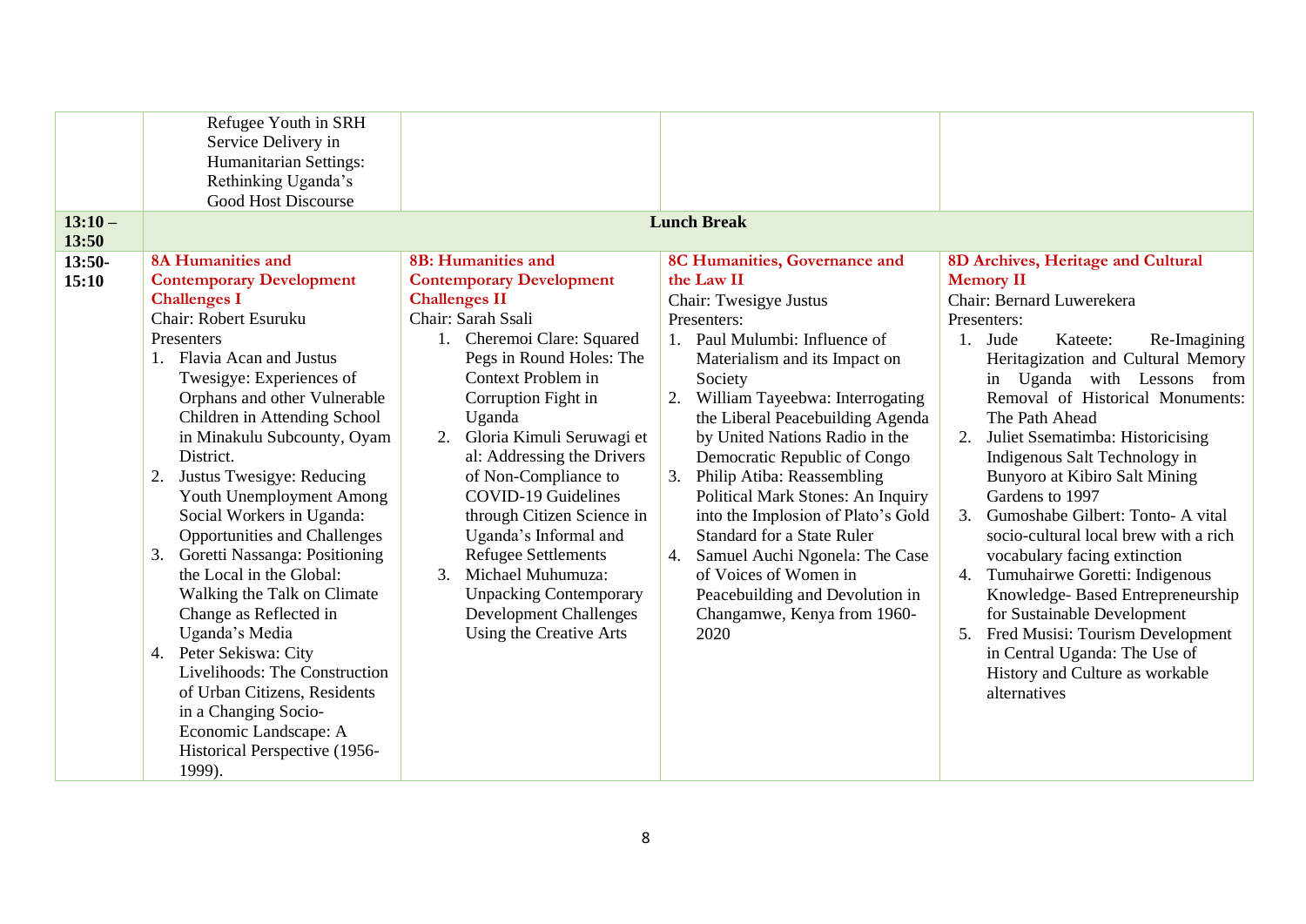| | | | | |
|---|---|---|---|---|
| | Refugee Youth in SRH Service Delivery in Humanitarian Settings: Rethinking Uganda's Good Host Discourse | | | |
| **13:10 – 13:50** | **Lunch Break** | | | |
| **13:50-15:10** | **8A Humanities and Contemporary Development Challenges I**<br>Chair: Robert Esuruku<br>Presenters<br>1. Flavia Acan and Justus Twesigye: Experiences of Orphans and other Vulnerable Children in Attending School in Minakulu Subcounty, Oyam District.<br>2. Justus Twesigye: Reducing Youth Unemployment Among Social Workers in Uganda: Opportunities and Challenges<br>3. Goretti Nassanga: Positioning the Local in the Global: Walking the Talk on Climate Change as Reflected in Uganda's Media<br>4. Peter Sekiswa: City Livelihoods: The Construction of Urban Citizens, Residents in a Changing Socio-Economic Landscape: A Historical Perspective (1956-1999). | **8B: Humanities and Contemporary Development Challenges II**<br>Chair: Sarah Ssali<br>1. Cheremoi Clare: Squared Pegs in Round Holes: The Context Problem in Corruption Fight in Uganda<br>2. Gloria Kimuli Seruwagi et al: Addressing the Drivers of Non-Compliance to COVID-19 Guidelines through Citizen Science in Uganda's Informal and Refugee Settlements<br>3. Michael Muhumuza: Unpacking Contemporary Development Challenges Using the Creative Arts | **8C Humanities, Governance and the Law II**<br>Chair: Twesigye Justus<br>Presenters:<br>1. Paul Mulumbi: Influence of Materialism and its Impact on Society<br>2. William Tayeebwa: Interrogating the Liberal Peacebuilding Agenda by United Nations Radio in the Democratic Republic of Congo<br>3. Philip Atiba: Reassembling Political Mark Stones: An Inquiry into the Implosion of Plato's Gold Standard for a State Ruler<br>4. Samuel Auchi Ngonela: The Case of Voices of Women in Peacebuilding and Devolution in Changamwe, Kenya from 1960-2020 | **8D Archives, Heritage and Cultural Memory II**<br>Chair: Bernard Luwerekera<br>Presenters:<br>1. Jude Kateete: Re-Imagining Heritagization and Cultural Memory in Uganda with Lessons from Removal of Historical Monuments: The Path Ahead<br>2. Juliet Ssematimba: Historicising Indigenous Salt Technology in Bunyoro at Kibiro Salt Mining Gardens to 1997<br>3. Gumoshabe Gilbert: Tonto- A vital socio-cultural local brew with a rich vocabulary facing extinction<br>4. Tumuhairwe Goretti: Indigenous Knowledge- Based Entrepreneurship for Sustainable Development<br>5. Fred Musisi: Tourism Development in Central Uganda: The Use of History and Culture as workable alternatives |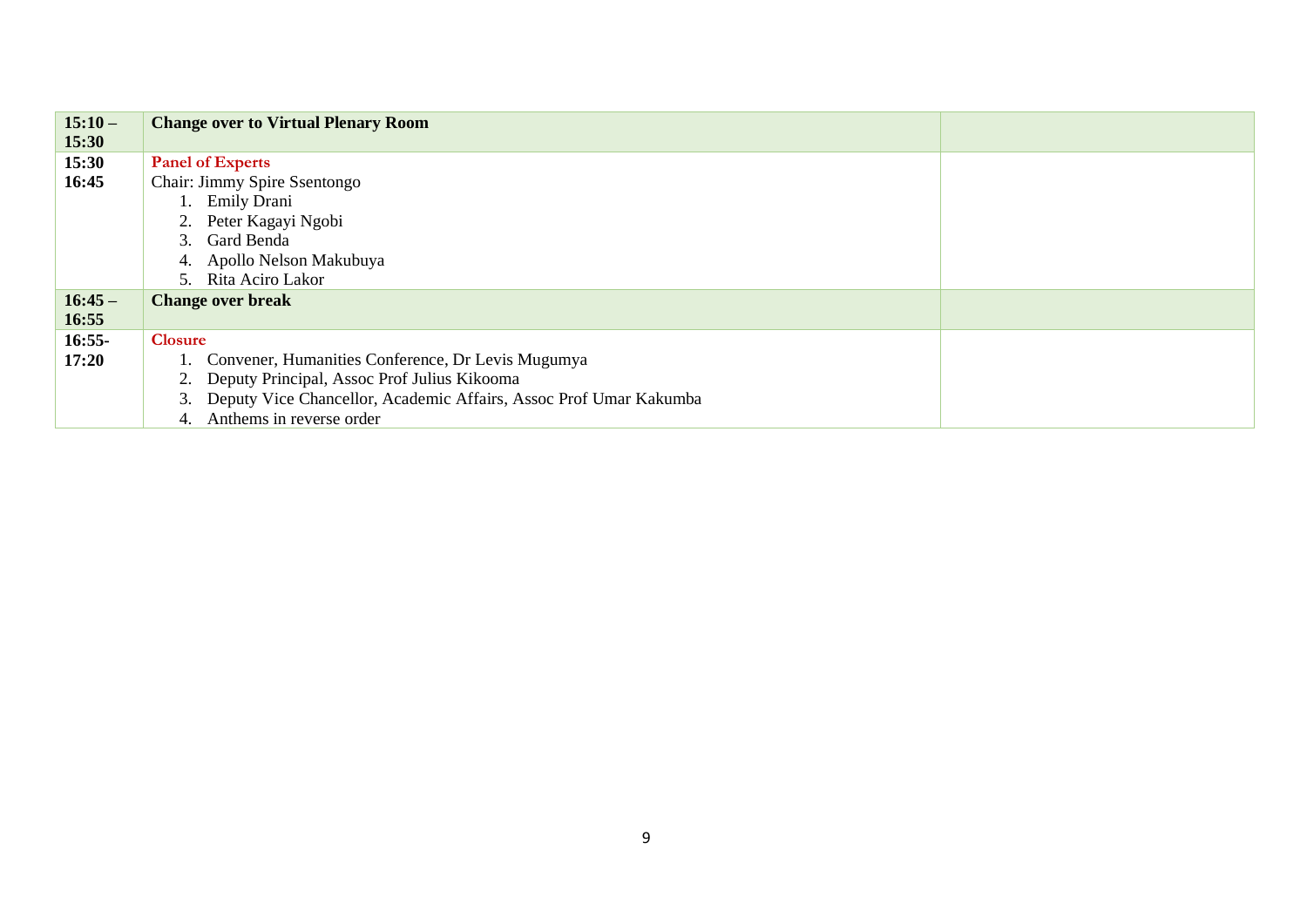| | | |
|---|---|---|
| **15:10 – 15:30** | **Change over to Virtual Plenary Room** | |
| **15:30 16:45** | **Panel of Experts**<br>Chair: Jimmy Spire Ssentongo<br>1. Emily Drani<br>2. Peter Kagayi Ngobi<br>3. Gard Benda<br>4. Apollo Nelson Makubuya<br>5. Rita Aciro Lakor | |
| **16:45 – 16:55** | **Change over break** | |
| **16:55- 17:20** | **Closure**<br>1. Convener, Humanities Conference, Dr Levis Mugumya<br>2. Deputy Principal, Assoc Prof Julius Kikooma<br>3. Deputy Vice Chancellor, Academic Affairs, Assoc Prof Umar Kakumba<br>4. Anthems in reverse order | |